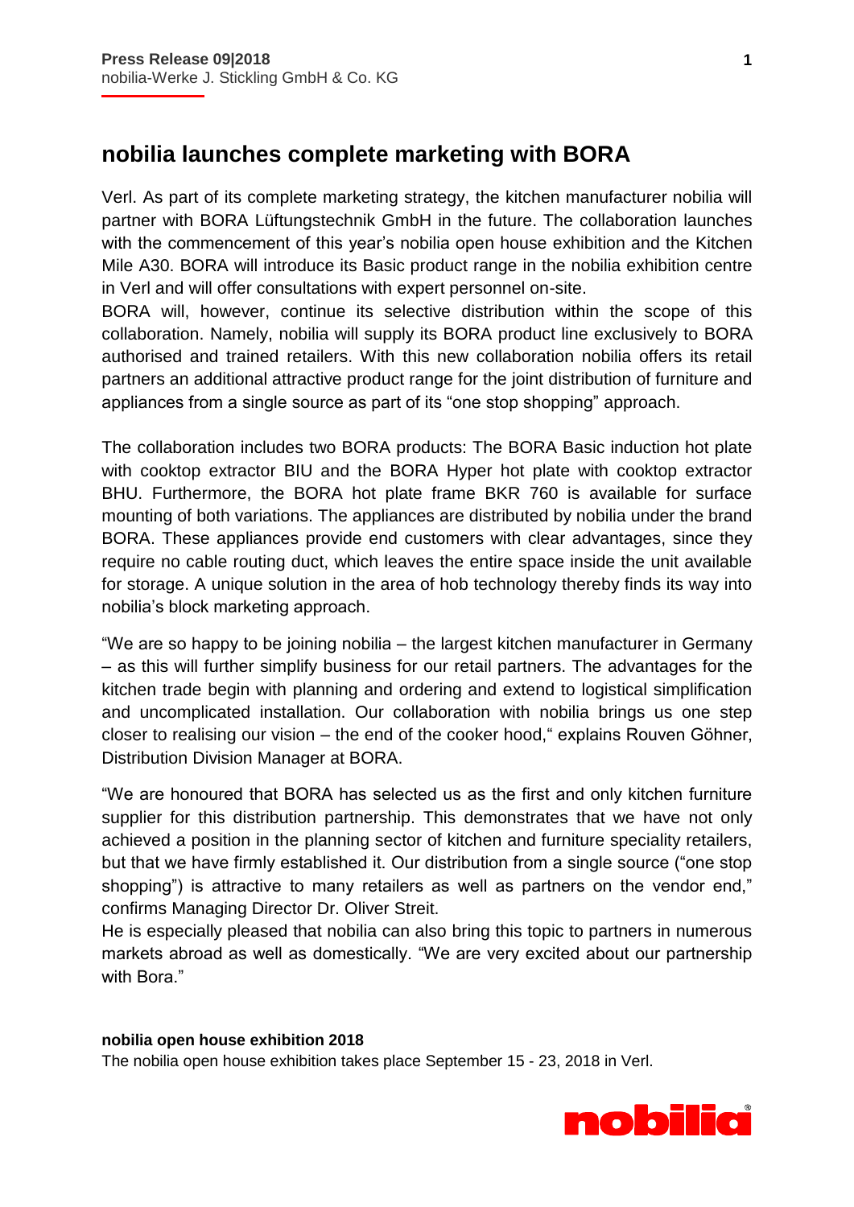**Press Release 09|2018**
nobilia-Werke J. Stickling GmbH & Co. KG

# nobilia launches complete marketing with BORA

Verl. As part of its complete marketing strategy, the kitchen manufacturer nobilia will partner with BORA Lüftungstechnik GmbH in the future. The collaboration launches with the commencement of this year's nobilia open house exhibition and the Kitchen Mile A30. BORA will introduce its Basic product range in the nobilia exhibition centre in Verl and will offer consultations with expert personnel on-site.
BORA will, however, continue its selective distribution within the scope of this collaboration. Namely, nobilia will supply its BORA product line exclusively to BORA authorised and trained retailers. With this new collaboration nobilia offers its retail partners an additional attractive product range for the joint distribution of furniture and appliances from a single source as part of its "one stop shopping" approach.

The collaboration includes two BORA products: The BORA Basic induction hot plate with cooktop extractor BIU and the BORA Hyper hot plate with cooktop extractor BHU. Furthermore, the BORA hot plate frame BKR 760 is available for surface mounting of both variations. The appliances are distributed by nobilia under the brand BORA. These appliances provide end customers with clear advantages, since they require no cable routing duct, which leaves the entire space inside the unit available for storage. A unique solution in the area of hob technology thereby finds its way into nobilia's block marketing approach.

"We are so happy to be joining nobilia – the largest kitchen manufacturer in Germany – as this will further simplify business for our retail partners. The advantages for the kitchen trade begin with planning and ordering and extend to logistical simplification and uncomplicated installation. Our collaboration with nobilia brings us one step closer to realising our vision – the end of the cooker hood," explains Rouven Göhner, Distribution Division Manager at BORA.

"We are honoured that BORA has selected us as the first and only kitchen furniture supplier for this distribution partnership. This demonstrates that we have not only achieved a position in the planning sector of kitchen and furniture speciality retailers, but that we have firmly established it. Our distribution from a single source ("one stop shopping") is attractive to many retailers as well as partners on the vendor end," confirms Managing Director Dr. Oliver Streit.
He is especially pleased that nobilia can also bring this topic to partners in numerous markets abroad as well as domestically. "We are very excited about our partnership with Bora."

**nobilia open house exhibition 2018**
The nobilia open house exhibition takes place September 15 - 23, 2018 in Verl.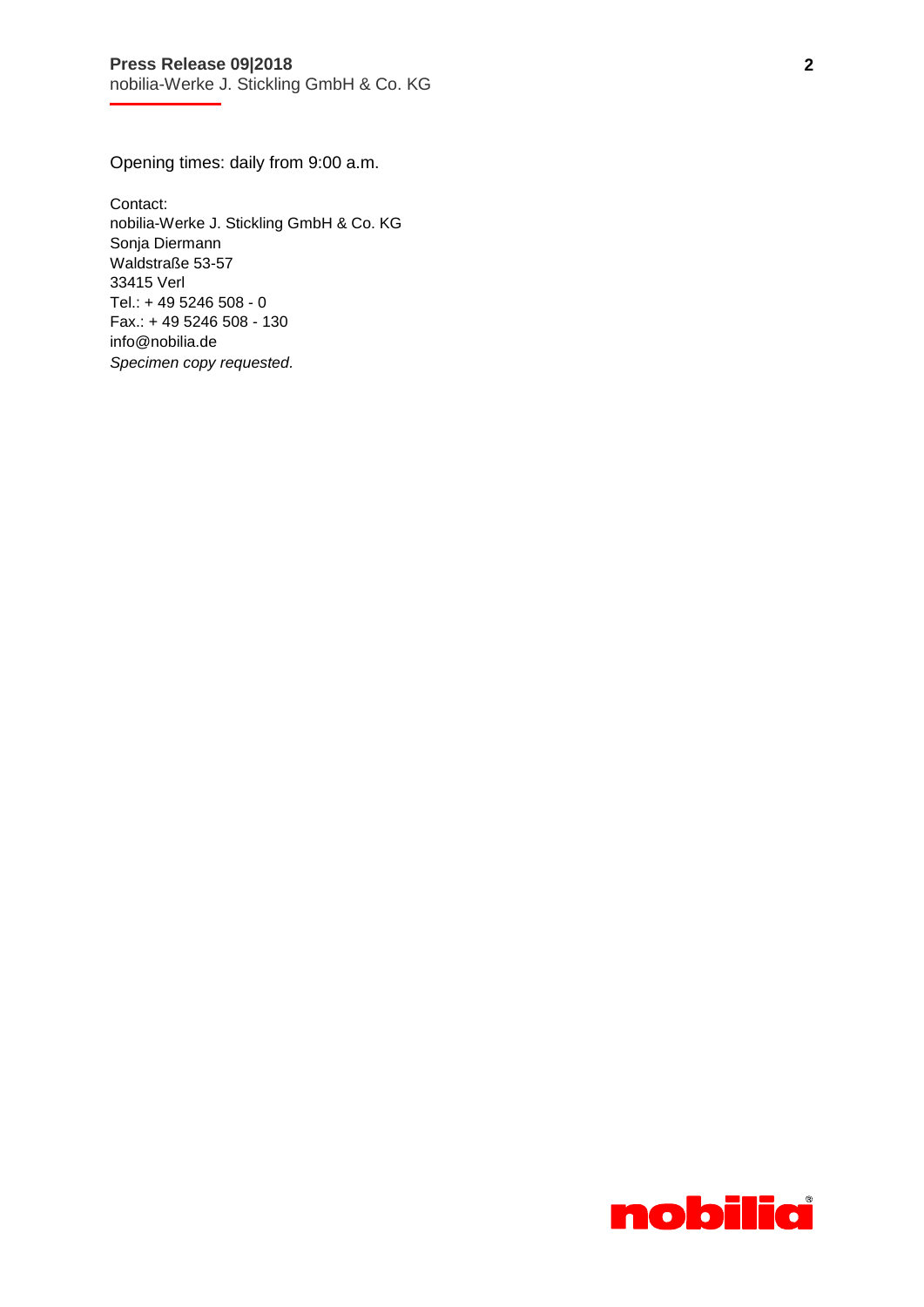Opening times: daily from 9:00 a.m.

Contact:
nobilia-Werke J. Stickling GmbH & Co. KG
Sonja Diermann
Waldstraße 53-57
33415 Verl
Tel.: + 49 5246 508 - 0
Fax.: + 49 5246 508 - 130
info@nobilia.de
*Specimen copy requested.*